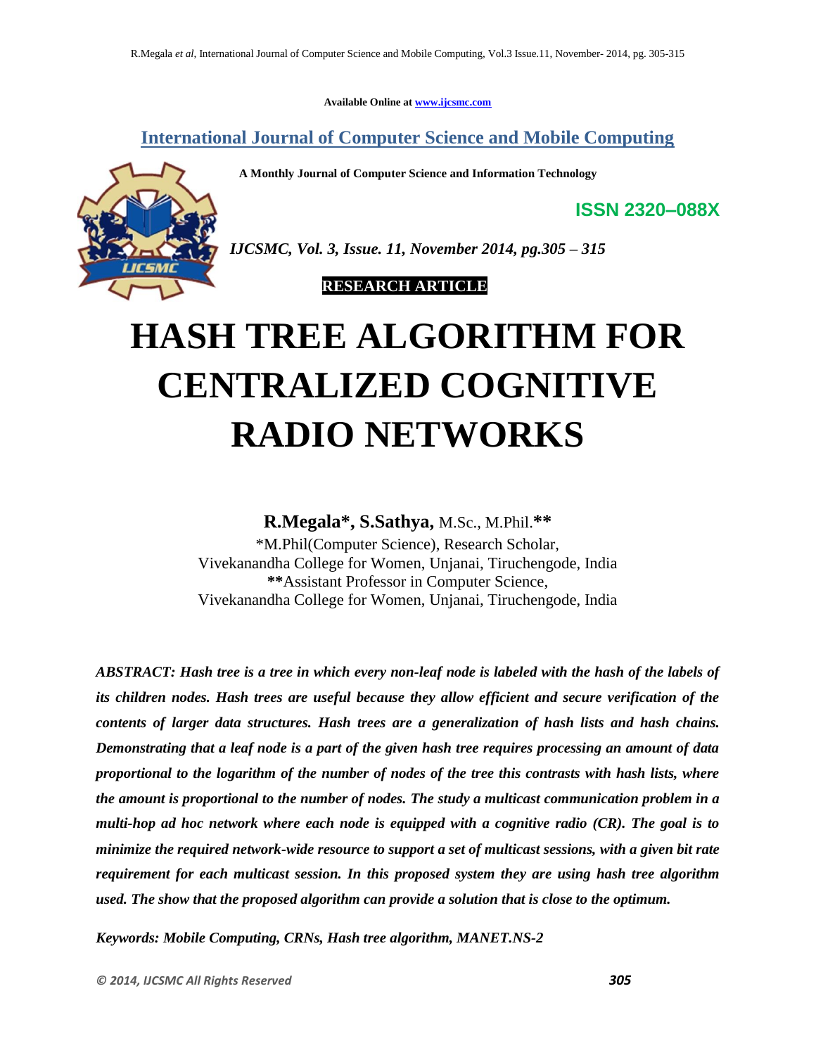Available Online at www.ijcsmc.com

## International Journal of Computer Science and Mobile Computing

**A Monthly Journal of Computer Science and Information Technology**

**ISSN 2320–088X**

***IJCSMC, Vol. 3, Issue. 11, November 2014, pg.305 – 315***

**RESEARCH ARTICLE**

# HASH TREE ALGORITHM FOR CENTRALIZED COGNITIVE RADIO NETWORKS

**R.Megala\*, S.Sathya,** M.Sc., M.Phil.**\*\***

\*M.Phil(Computer Science), Research Scholar,
Vivekanandha College for Women, Unjanai, Tiruchengode, India
**\*\***Assistant Professor in Computer Science,
Vivekanandha College for Women, Unjanai, Tiruchengode, India

***ABSTRACT: Hash tree is a tree in which every non-leaf node is labeled with the hash of the labels of its children nodes. Hash trees are useful because they allow efficient and secure verification of the contents of larger data structures. Hash trees are a generalization of hash lists and hash chains. Demonstrating that a leaf node is a part of the given hash tree requires processing an amount of data proportional to the logarithm of the number of nodes of the tree this contrasts with hash lists, where the amount is proportional to the number of nodes. The study a multicast communication problem in a multi-hop ad hoc network where each node is equipped with a cognitive radio (CR). The goal is to minimize the required network-wide resource to support a set of multicast sessions, with a given bit rate requirement for each multicast session. In this proposed system they are using hash tree algorithm used. The show that the proposed algorithm can provide a solution that is close to the optimum.***

***Keywords: Mobile Computing, CRNs, Hash tree algorithm, MANET.NS-2***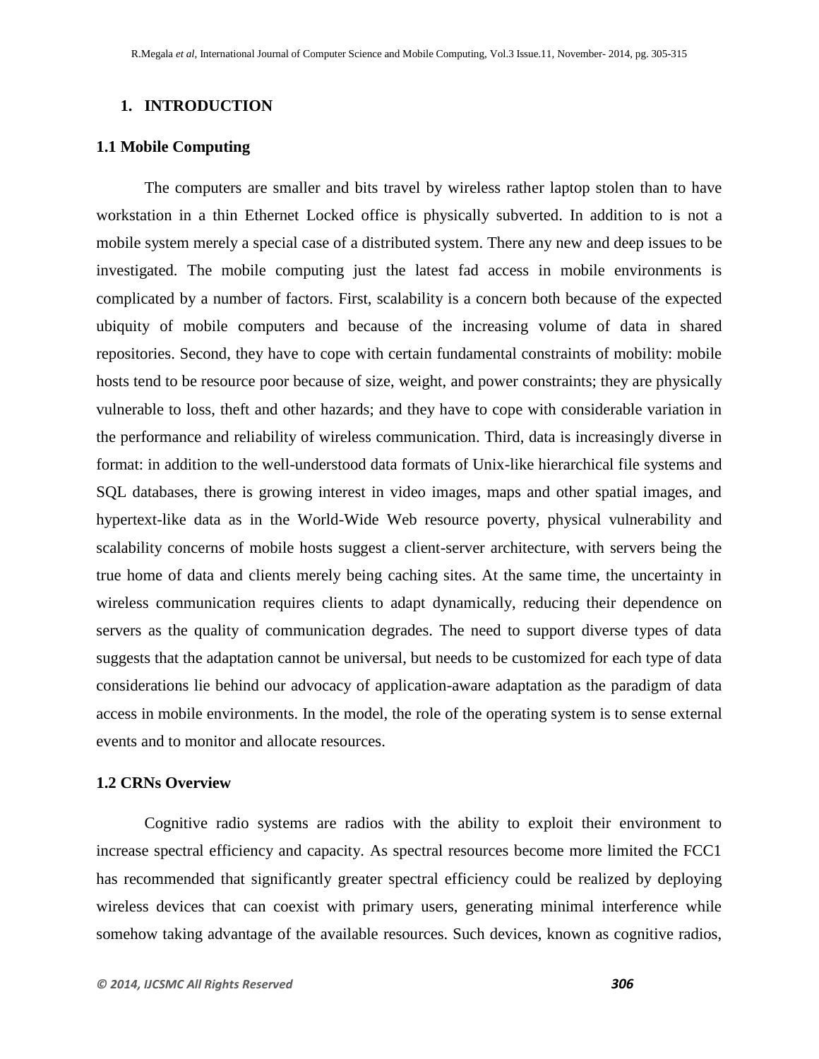## 1. INTRODUCTION

### 1.1 Mobile Computing

The computers are smaller and bits travel by wireless rather laptop stolen than to have workstation in a thin Ethernet Locked office is physically subverted. In addition to is not a mobile system merely a special case of a distributed system. There any new and deep issues to be investigated. The mobile computing just the latest fad access in mobile environments is complicated by a number of factors. First, scalability is a concern both because of the expected ubiquity of mobile computers and because of the increasing volume of data in shared repositories. Second, they have to cope with certain fundamental constraints of mobility: mobile hosts tend to be resource poor because of size, weight, and power constraints; they are physically vulnerable to loss, theft and other hazards; and they have to cope with considerable variation in the performance and reliability of wireless communication. Third, data is increasingly diverse in format: in addition to the well-understood data formats of Unix-like hierarchical file systems and SQL databases, there is growing interest in video images, maps and other spatial images, and hypertext-like data as in the World-Wide Web resource poverty, physical vulnerability and scalability concerns of mobile hosts suggest a client-server architecture, with servers being the true home of data and clients merely being caching sites. At the same time, the uncertainty in wireless communication requires clients to adapt dynamically, reducing their dependence on servers as the quality of communication degrades. The need to support diverse types of data suggests that the adaptation cannot be universal, but needs to be customized for each type of data considerations lie behind our advocacy of application-aware adaptation as the paradigm of data access in mobile environments. In the model, the role of the operating system is to sense external events and to monitor and allocate resources.

### 1.2 CRNs Overview

Cognitive radio systems are radios with the ability to exploit their environment to increase spectral efficiency and capacity. As spectral resources become more limited the FCC1 has recommended that significantly greater spectral efficiency could be realized by deploying wireless devices that can coexist with primary users, generating minimal interference while somehow taking advantage of the available resources. Such devices, known as cognitive radios,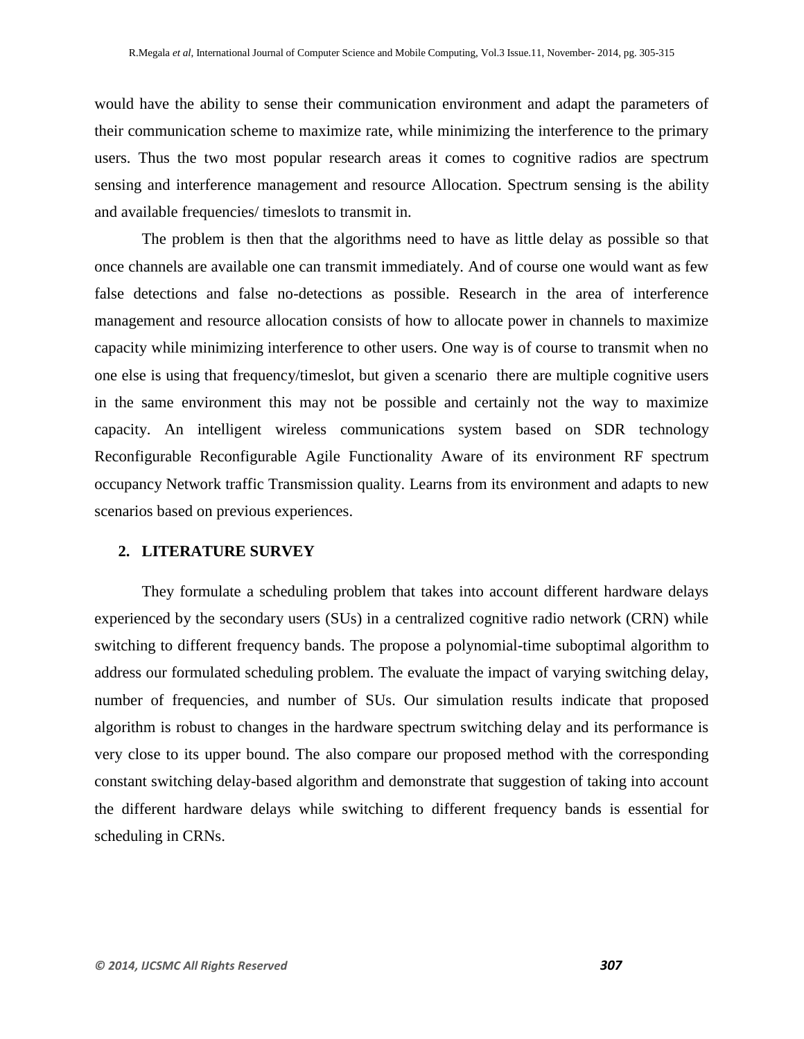would have the ability to sense their communication environment and adapt the parameters of their communication scheme to maximize rate, while minimizing the interference to the primary users. Thus the two most popular research areas it comes to cognitive radios are spectrum sensing and interference management and resource Allocation. Spectrum sensing is the ability and available frequencies/ timeslots to transmit in.

The problem is then that the algorithms need to have as little delay as possible so that once channels are available one can transmit immediately. And of course one would want as few false detections and false no-detections as possible. Research in the area of interference management and resource allocation consists of how to allocate power in channels to maximize capacity while minimizing interference to other users. One way is of course to transmit when no one else is using that frequency/timeslot, but given a scenario there are multiple cognitive users in the same environment this may not be possible and certainly not the way to maximize capacity. An intelligent wireless communications system based on SDR technology Reconfigurable Reconfigurable Agile Functionality Aware of its environment RF spectrum occupancy Network traffic Transmission quality. Learns from its environment and adapts to new scenarios based on previous experiences.

## 2. LITERATURE SURVEY

They formulate a scheduling problem that takes into account different hardware delays experienced by the secondary users (SUs) in a centralized cognitive radio network (CRN) while switching to different frequency bands. The propose a polynomial-time suboptimal algorithm to address our formulated scheduling problem. The evaluate the impact of varying switching delay, number of frequencies, and number of SUs. Our simulation results indicate that proposed algorithm is robust to changes in the hardware spectrum switching delay and its performance is very close to its upper bound. The also compare our proposed method with the corresponding constant switching delay-based algorithm and demonstrate that suggestion of taking into account the different hardware delays while switching to different frequency bands is essential for scheduling in CRNs.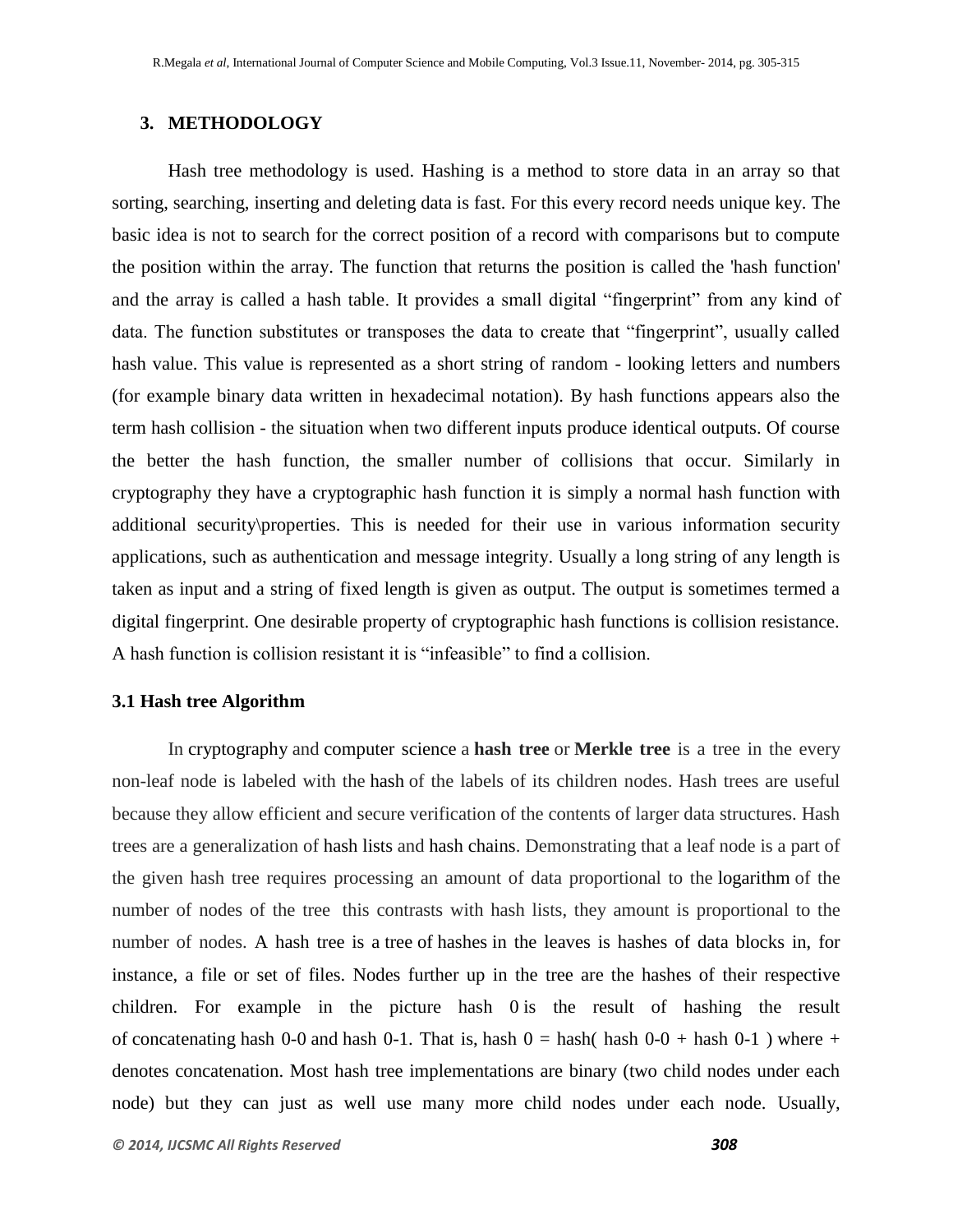## 3. METHODOLOGY

Hash tree methodology is used. Hashing is a method to store data in an array so that sorting, searching, inserting and deleting data is fast. For this every record needs unique key. The basic idea is not to search for the correct position of a record with comparisons but to compute the position within the array. The function that returns the position is called the 'hash function' and the array is called a hash table. It provides a small digital "fingerprint" from any kind of data. The function substitutes or transposes the data to create that "fingerprint", usually called hash value. This value is represented as a short string of random - looking letters and numbers (for example binary data written in hexadecimal notation). By hash functions appears also the term hash collision - the situation when two different inputs produce identical outputs. Of course the better the hash function, the smaller number of collisions that occur. Similarly in cryptography they have a cryptographic hash function it is simply a normal hash function with additional security\properties. This is needed for their use in various information security applications, such as authentication and message integrity. Usually a long string of any length is taken as input and a string of fixed length is given as output. The output is sometimes termed a digital fingerprint. One desirable property of cryptographic hash functions is collision resistance. A hash function is collision resistant it is "infeasible" to find a collision.

### 3.1 Hash tree Algorithm

In cryptography and computer science a **hash tree** or **Merkle tree** is a tree in the every non-leaf node is labeled with the hash of the labels of its children nodes. Hash trees are useful because they allow efficient and secure verification of the contents of larger data structures. Hash trees are a generalization of hash lists and hash chains. Demonstrating that a leaf node is a part of the given hash tree requires processing an amount of data proportional to the logarithm of the number of nodes of the tree this contrasts with hash lists, they amount is proportional to the number of nodes. A hash tree is a tree of hashes in the leaves is hashes of data blocks in, for instance, a file or set of files. Nodes further up in the tree are the hashes of their respective children. For example in the picture hash 0 is the result of hashing the result of concatenating hash 0-0 and hash 0-1. That is, hash 0 = hash( hash 0-0 + hash 0-1 ) where + denotes concatenation. Most hash tree implementations are binary (two child nodes under each node) but they can just as well use many more child nodes under each node. Usually,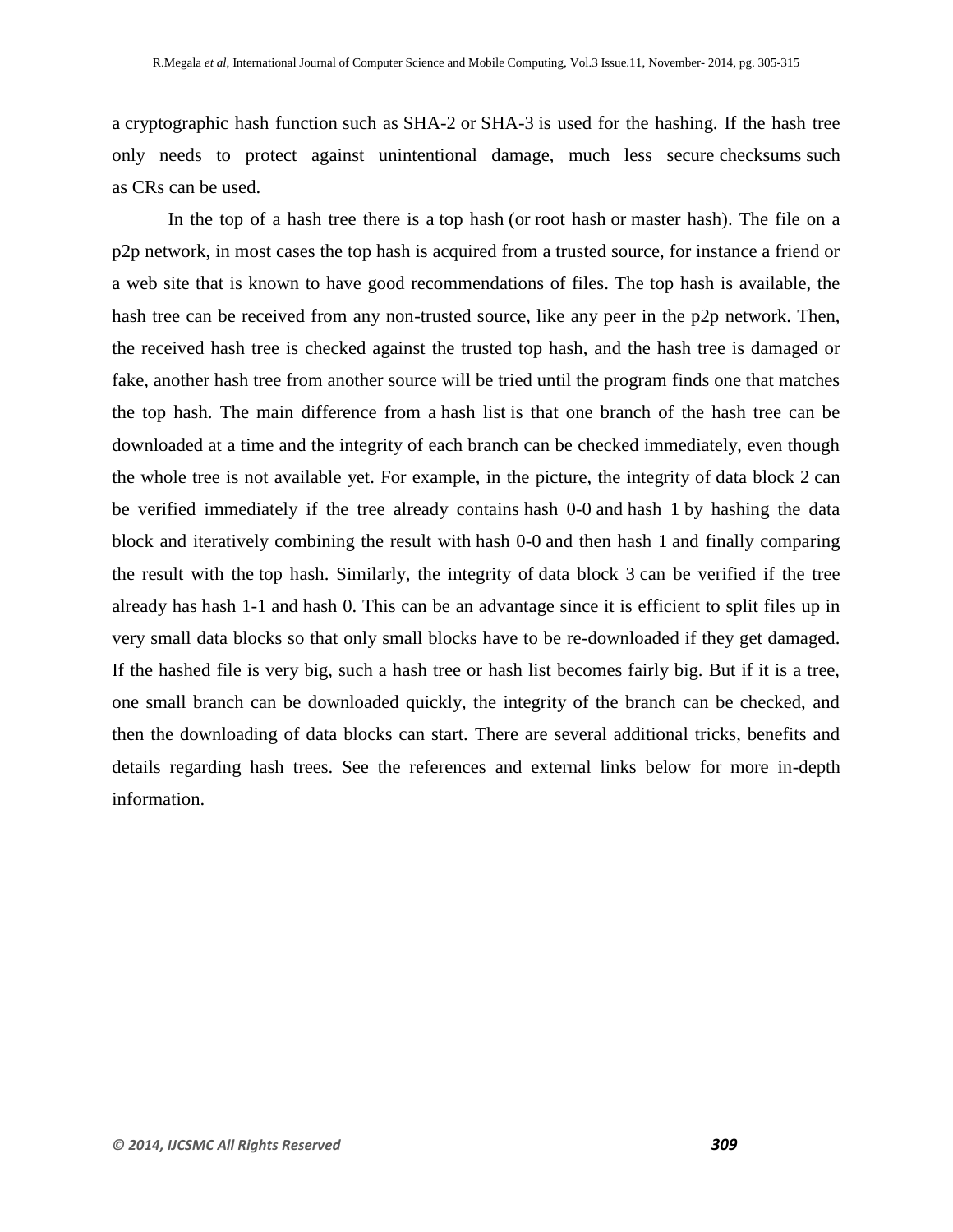a cryptographic hash function such as SHA-2 or SHA-3 is used for the hashing. If the hash tree only needs to protect against unintentional damage, much less secure checksums such as CRs can be used.

In the top of a hash tree there is a top hash (or root hash or master hash). The file on a p2p network, in most cases the top hash is acquired from a trusted source, for instance a friend or a web site that is known to have good recommendations of files. The top hash is available, the hash tree can be received from any non-trusted source, like any peer in the p2p network. Then, the received hash tree is checked against the trusted top hash, and the hash tree is damaged or fake, another hash tree from another source will be tried until the program finds one that matches the top hash. The main difference from a hash list is that one branch of the hash tree can be downloaded at a time and the integrity of each branch can be checked immediately, even though the whole tree is not available yet. For example, in the picture, the integrity of data block 2 can be verified immediately if the tree already contains hash 0-0 and hash 1 by hashing the data block and iteratively combining the result with hash 0-0 and then hash 1 and finally comparing the result with the top hash. Similarly, the integrity of data block 3 can be verified if the tree already has hash 1-1 and hash 0. This can be an advantage since it is efficient to split files up in very small data blocks so that only small blocks have to be re-downloaded if they get damaged. If the hashed file is very big, such a hash tree or hash list becomes fairly big. But if it is a tree, one small branch can be downloaded quickly, the integrity of the branch can be checked, and then the downloading of data blocks can start. There are several additional tricks, benefits and details regarding hash trees. See the references and external links below for more in-depth information.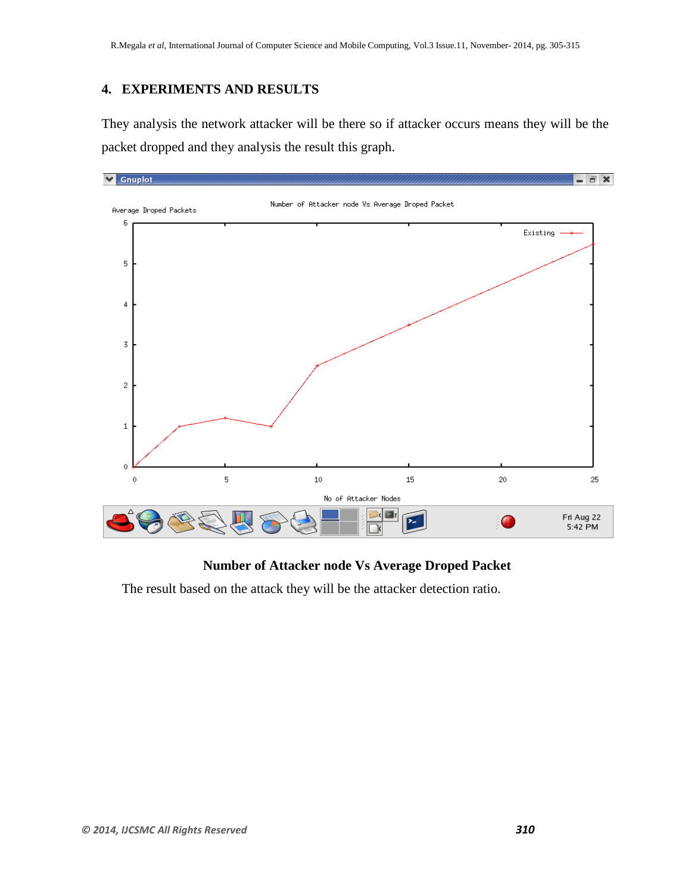## 4. EXPERIMENTS AND RESULTS

They analysis the network attacker will be there so if attacker occurs means they will be the packet dropped and they analysis the result this graph.

**Number of Attacker node Vs Average Droped Packet**

The result based on the attack they will be the attacker detection ratio.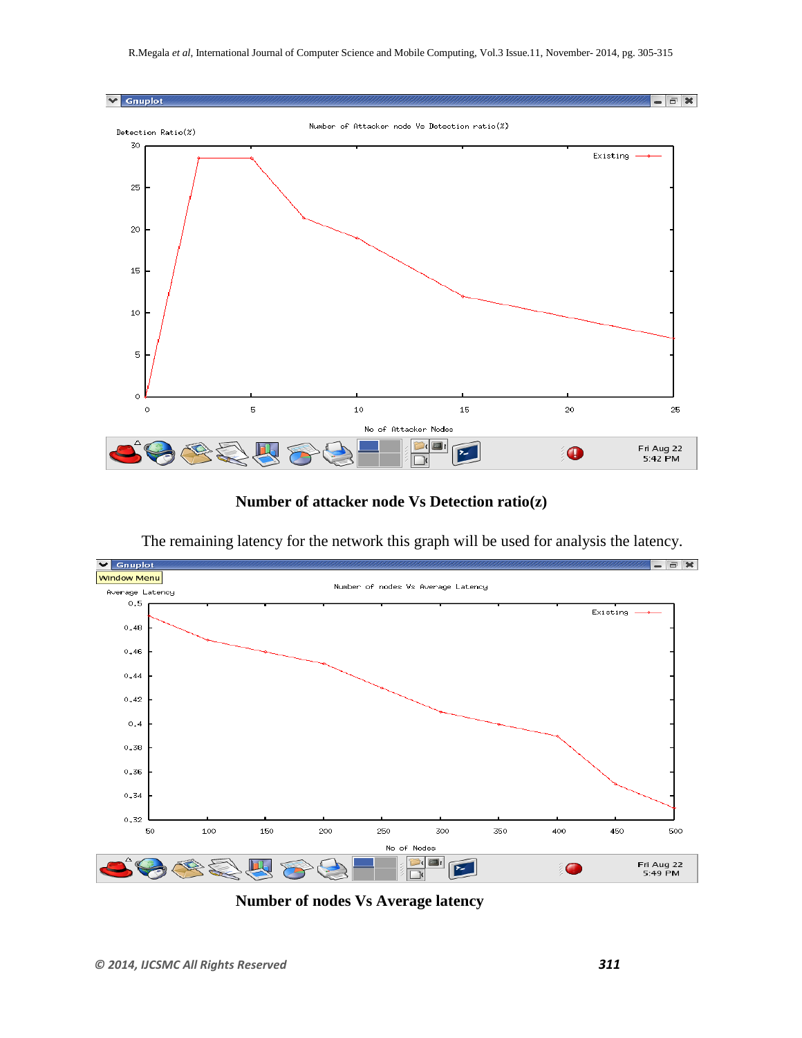**Number of attacker node Vs Detection ratio(z)**

The remaining latency for the network this graph will be used for analysis the latency.

**Number of nodes Vs Average latency**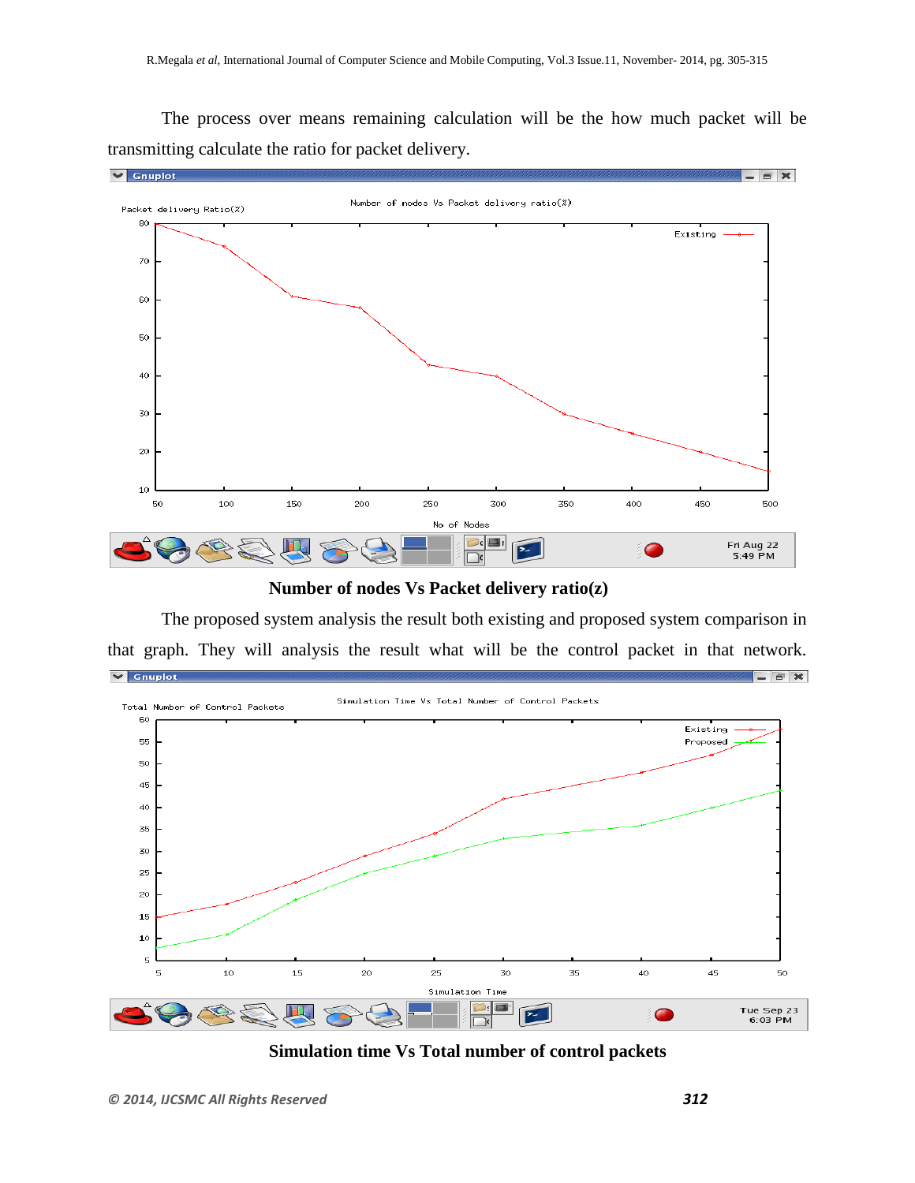The process over means remaining calculation will be the how much packet will be transmitting calculate the ratio for packet delivery.

**Number of nodes Vs Packet delivery ratio(z)**

The proposed system analysis the result both existing and proposed system comparison in that graph. They will analysis the result what will be the control packet in that network.

**Simulation time Vs Total number of control packets**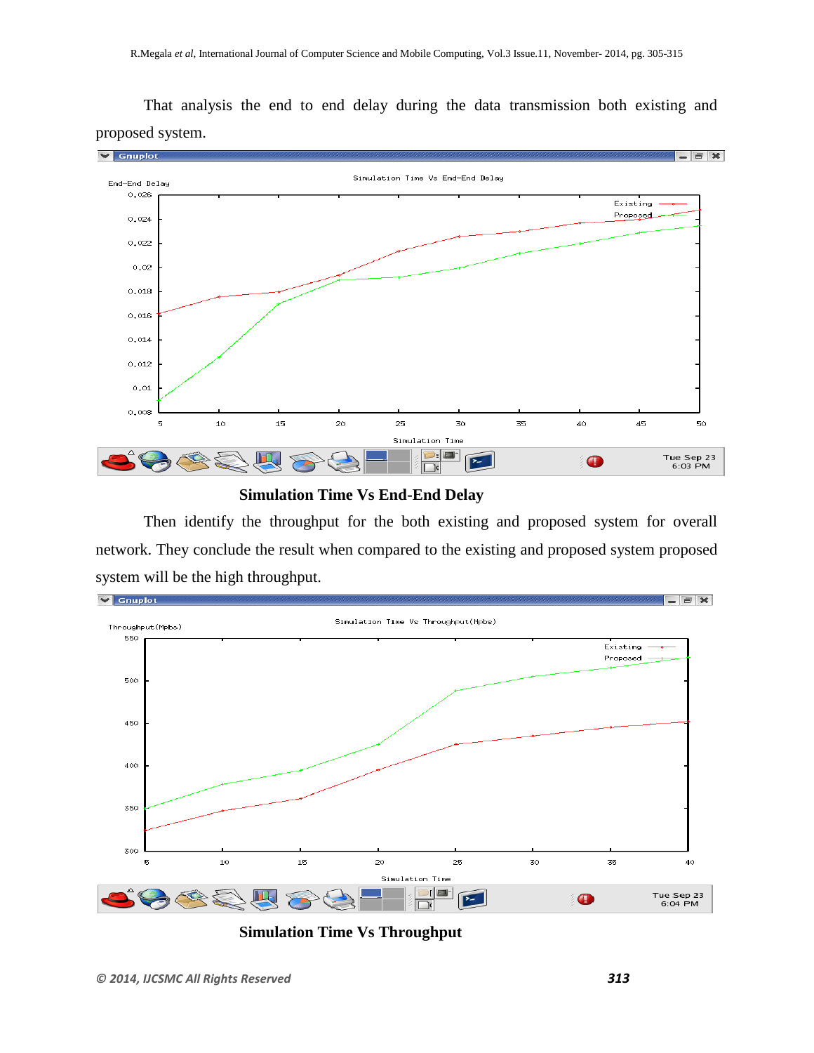That analysis the end to end delay during the data transmission both existing and proposed system.

**Simulation Time Vs End-End Delay**

Then identify the throughput for the both existing and proposed system for overall network. They conclude the result when compared to the existing and proposed system proposed system will be the high throughput.

**Simulation Time Vs Throughput**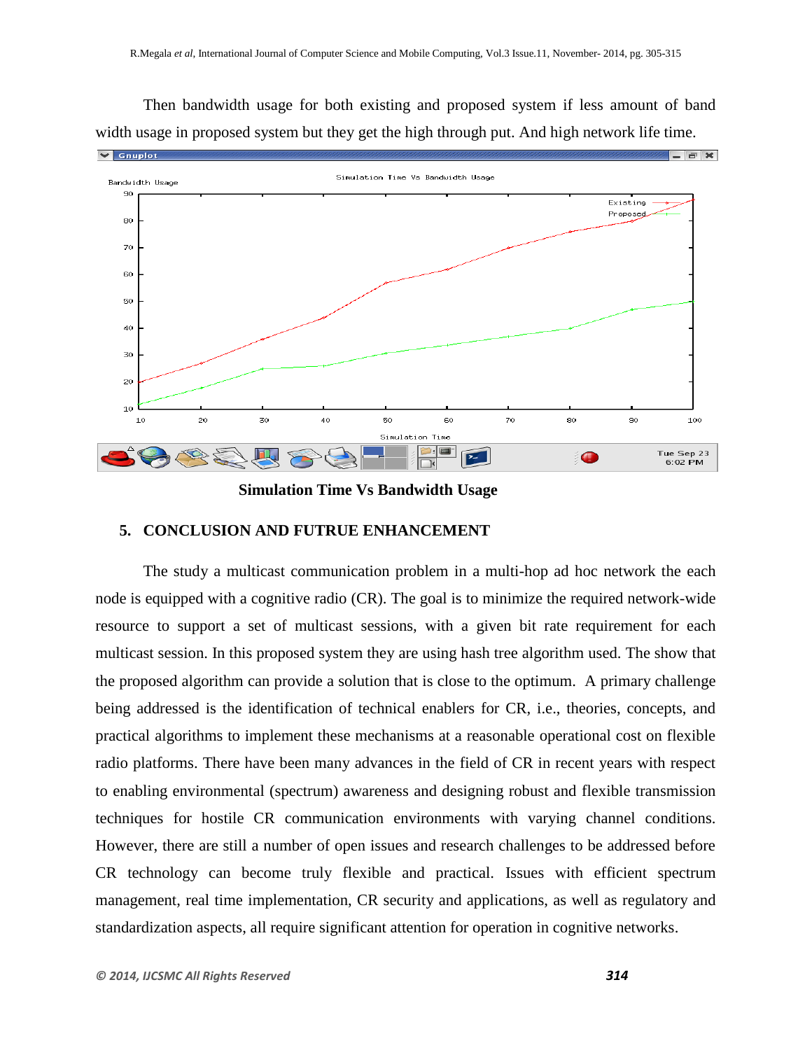Then bandwidth usage for both existing and proposed system if less amount of band width usage in proposed system but they get the high through put. And high network life time.

**Simulation Time Vs Bandwidth Usage**

## 5. CONCLUSION AND FUTRUE ENHANCEMENT

The study a multicast communication problem in a multi-hop ad hoc network the each node is equipped with a cognitive radio (CR). The goal is to minimize the required network-wide resource to support a set of multicast sessions, with a given bit rate requirement for each multicast session. In this proposed system they are using hash tree algorithm used. The show that the proposed algorithm can provide a solution that is close to the optimum. A primary challenge being addressed is the identification of technical enablers for CR, i.e., theories, concepts, and practical algorithms to implement these mechanisms at a reasonable operational cost on flexible radio platforms. There have been many advances in the field of CR in recent years with respect to enabling environmental (spectrum) awareness and designing robust and flexible transmission techniques for hostile CR communication environments with varying channel conditions. However, there are still a number of open issues and research challenges to be addressed before CR technology can become truly flexible and practical. Issues with efficient spectrum management, real time implementation, CR security and applications, as well as regulatory and standardization aspects, all require significant attention for operation in cognitive networks.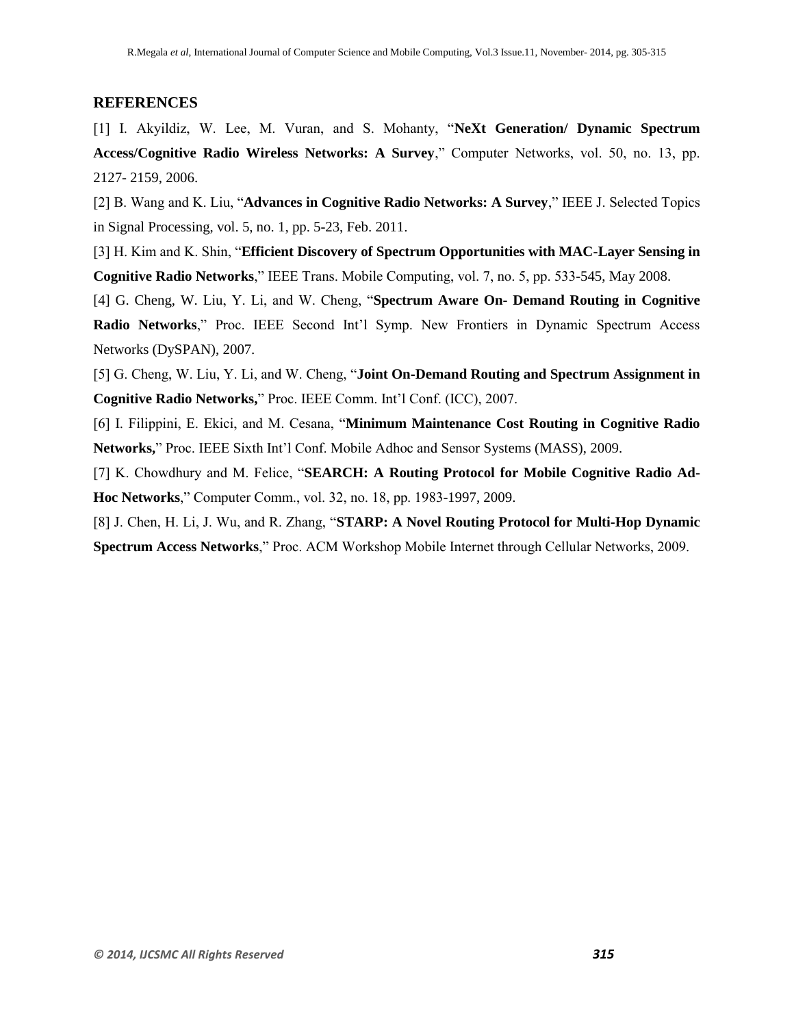## REFERENCES

[1] I. Akyildiz, W. Lee, M. Vuran, and S. Mohanty, "**NeXt Generation/ Dynamic Spectrum Access/Cognitive Radio Wireless Networks: A Survey**," Computer Networks, vol. 50, no. 13, pp. 2127- 2159, 2006.

[2] B. Wang and K. Liu, "**Advances in Cognitive Radio Networks: A Survey**," IEEE J. Selected Topics in Signal Processing, vol. 5, no. 1, pp. 5-23, Feb. 2011.

[3] H. Kim and K. Shin, "**Efficient Discovery of Spectrum Opportunities with MAC-Layer Sensing in Cognitive Radio Networks**," IEEE Trans. Mobile Computing, vol. 7, no. 5, pp. 533-545, May 2008.

[4] G. Cheng, W. Liu, Y. Li, and W. Cheng, "**Spectrum Aware On- Demand Routing in Cognitive Radio Networks**," Proc. IEEE Second Int'l Symp. New Frontiers in Dynamic Spectrum Access Networks (DySPAN), 2007.

[5] G. Cheng, W. Liu, Y. Li, and W. Cheng, "**Joint On-Demand Routing and Spectrum Assignment in Cognitive Radio Networks,**" Proc. IEEE Comm. Int'l Conf. (ICC), 2007.

[6] I. Filippini, E. Ekici, and M. Cesana, "**Minimum Maintenance Cost Routing in Cognitive Radio Networks,**" Proc. IEEE Sixth Int'l Conf. Mobile Adhoc and Sensor Systems (MASS), 2009.

[7] K. Chowdhury and M. Felice, "**SEARCH: A Routing Protocol for Mobile Cognitive Radio Ad-Hoc Networks**," Computer Comm., vol. 32, no. 18, pp. 1983-1997, 2009.

[8] J. Chen, H. Li, J. Wu, and R. Zhang, "**STARP: A Novel Routing Protocol for Multi-Hop Dynamic Spectrum Access Networks**," Proc. ACM Workshop Mobile Internet through Cellular Networks, 2009.